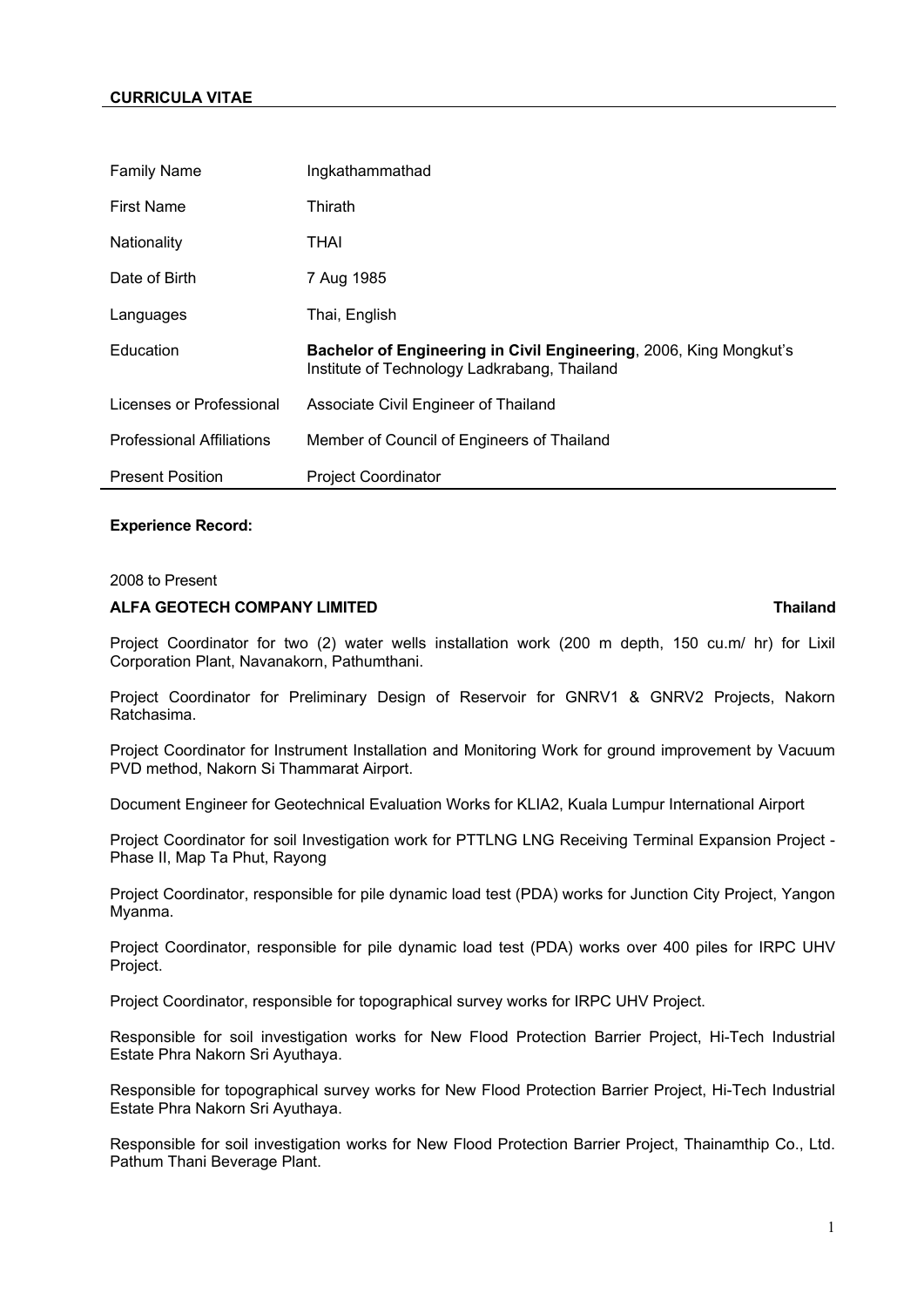**CURRICULA VITAE**

| | |
|---|---|
| Family Name | Ingkathammathad |
| First Name | Thirath |
| Nationality | THAI |
| Date of Birth | 7 Aug 1985 |
| Languages | Thai, English |
| Education | **Bachelor of Engineering in Civil Engineering**, 2006, King Mongkut's Institute of Technology Ladkrabang, Thailand |
| Licenses or Professional | Associate Civil Engineer of Thailand |
| Professional Affiliations | Member of Council of Engineers of Thailand |
| Present Position | Project Coordinator |

**Experience Record:**

2008 to Present

**ALFA GEOTECH COMPANY LIMITED** **Thailand**

Project Coordinator for two (2) water wells installation work (200 m depth, 150 cu.m/ hr) for Lixil Corporation Plant, Navanakorn, Pathumthani.

Project Coordinator for Preliminary Design of Reservoir for GNRV1 & GNRV2 Projects, Nakorn Ratchasima.

Project Coordinator for Instrument Installation and Monitoring Work for ground improvement by Vacuum PVD method, Nakorn Si Thammarat Airport.

Document Engineer for Geotechnical Evaluation Works for KLIA2, Kuala Lumpur International Airport

Project Coordinator for soil Investigation work for PTTLNG LNG Receiving Terminal Expansion Project - Phase II, Map Ta Phut, Rayong

Project Coordinator, responsible for pile dynamic load test (PDA) works for Junction City Project, Yangon Myanma.

Project Coordinator, responsible for pile dynamic load test (PDA) works over 400 piles for IRPC UHV Project.

Project Coordinator, responsible for topographical survey works for IRPC UHV Project.

Responsible for soil investigation works for New Flood Protection Barrier Project, Hi-Tech Industrial Estate Phra Nakorn Sri Ayuthaya.

Responsible for topographical survey works for New Flood Protection Barrier Project, Hi-Tech Industrial Estate Phra Nakorn Sri Ayuthaya.

Responsible for soil investigation works for New Flood Protection Barrier Project, Thainamthip Co., Ltd. Pathum Thani Beverage Plant.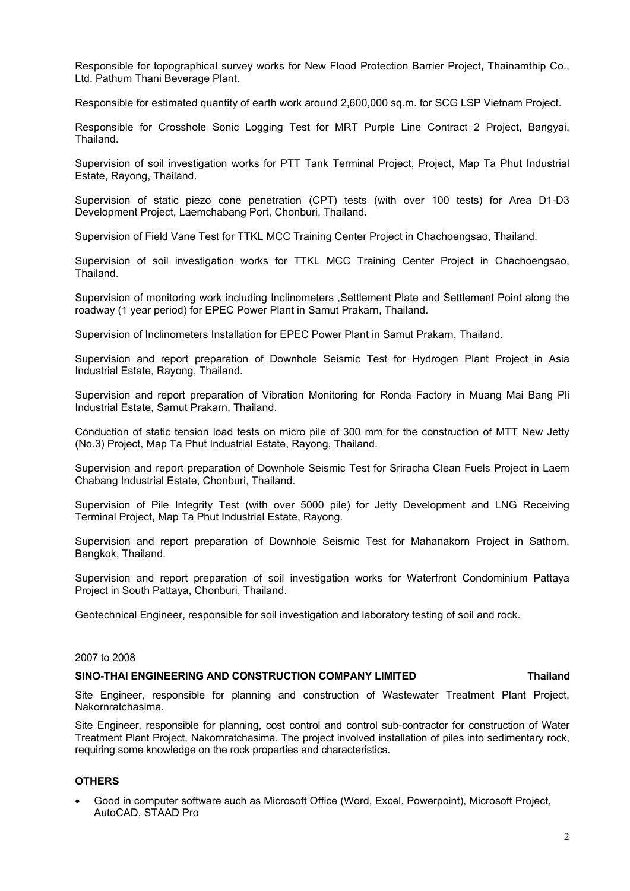Responsible for topographical survey works for New Flood Protection Barrier Project, Thainamthip Co., Ltd. Pathum Thani Beverage Plant.

Responsible for estimated quantity of earth work around 2,600,000 sq.m. for SCG LSP Vietnam Project.

Responsible for Crosshole Sonic Logging Test for MRT Purple Line Contract 2 Project, Bangyai, Thailand.

Supervision of soil investigation works for PTT Tank Terminal Project, Project, Map Ta Phut Industrial Estate, Rayong, Thailand.

Supervision of static piezo cone penetration (CPT) tests (with over 100 tests) for Area D1-D3 Development Project, Laemchabang Port, Chonburi, Thailand.

Supervision of Field Vane Test for TTKL MCC Training Center Project in Chachoengsao, Thailand.

Supervision of soil investigation works for TTKL MCC Training Center Project in Chachoengsao, Thailand.

Supervision of monitoring work including Inclinometers ,Settlement Plate and Settlement Point along the roadway (1 year period) for EPEC Power Plant in Samut Prakarn, Thailand.

Supervision of Inclinometers Installation for EPEC Power Plant in Samut Prakarn, Thailand.

Supervision and report preparation of Downhole Seismic Test for Hydrogen Plant Project in Asia Industrial Estate, Rayong, Thailand.

Supervision and report preparation of Vibration Monitoring for Ronda Factory in Muang Mai Bang Pli Industrial Estate, Samut Prakarn, Thailand.

Conduction of static tension load tests on micro pile of 300 mm for the construction of MTT New Jetty (No.3) Project, Map Ta Phut Industrial Estate, Rayong, Thailand.

Supervision and report preparation of Downhole Seismic Test for Sriracha Clean Fuels Project in Laem Chabang Industrial Estate, Chonburi, Thailand.

Supervision of Pile Integrity Test (with over 5000 pile) for Jetty Development and LNG Receiving Terminal Project, Map Ta Phut Industrial Estate, Rayong.

Supervision and report preparation of Downhole Seismic Test for Mahanakorn Project in Sathorn, Bangkok, Thailand.

Supervision and report preparation of soil investigation works for Waterfront Condominium Pattaya Project in South Pattaya, Chonburi, Thailand.

Geotechnical Engineer, responsible for soil investigation and laboratory testing of soil and rock.

2007 to 2008

**SINO-THAI ENGINEERING AND CONSTRUCTION COMPANY LIMITED** **Thailand**

Site Engineer, responsible for planning and construction of Wastewater Treatment Plant Project, Nakornratchasima.

Site Engineer, responsible for planning, cost control and control sub-contractor for construction of Water Treatment Plant Project, Nakornratchasima. The project involved installation of piles into sedimentary rock, requiring some knowledge on the rock properties and characteristics.

## OTHERS

- Good in computer software such as Microsoft Office (Word, Excel, Powerpoint), Microsoft Project, AutoCAD, STAAD Pro